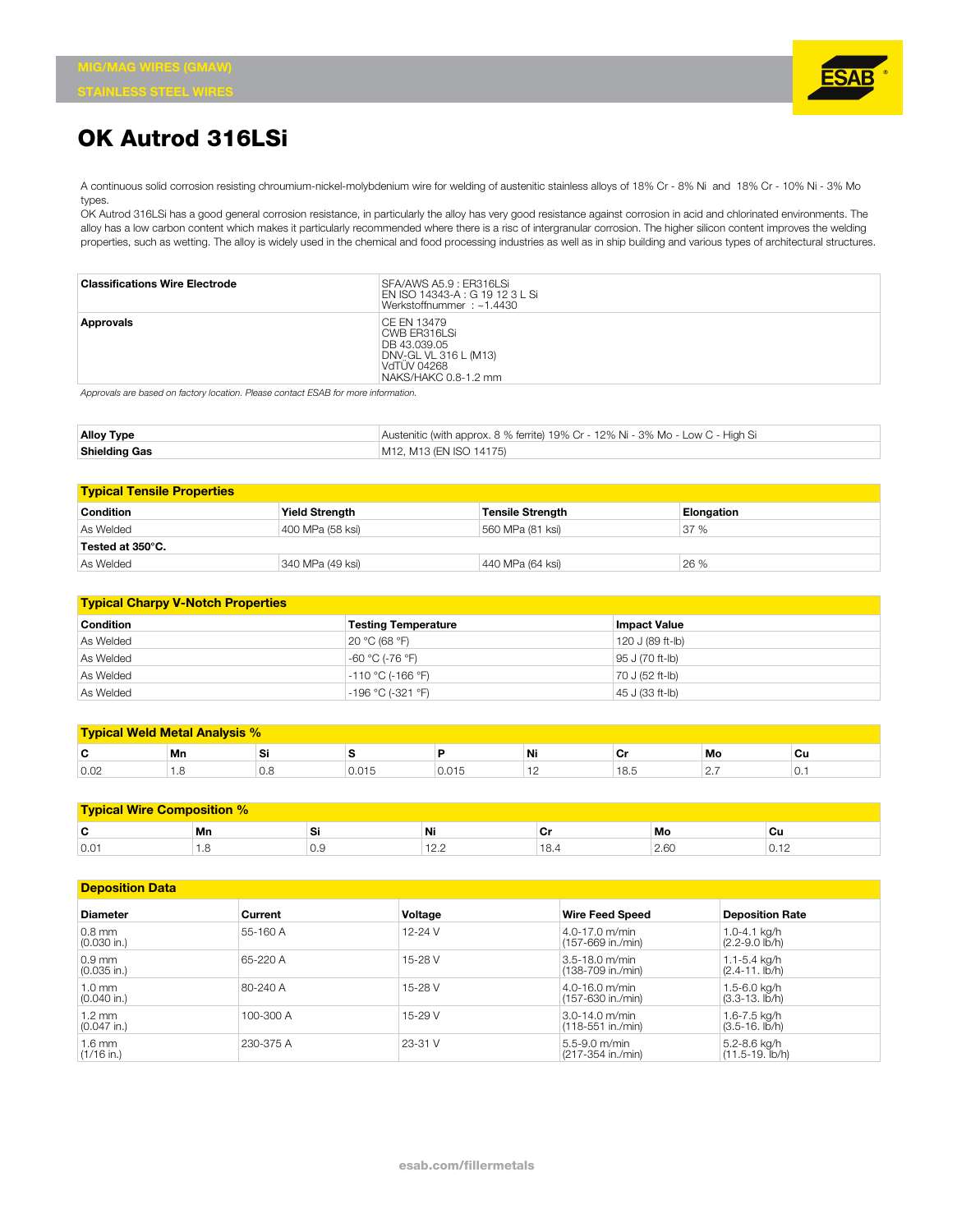MIG/MAG WIRES (GMAW)

STAINLESS STEEL WIRES

# OK Autrod 316LSi

A continuous solid corrosion resisting chroumium-nickel-molybdenium wire for welding of austenitic stainless alloys of 18% Cr - 8% Ni and 18% Cr - 10% Ni - 3% Mo types.

OK Autrod 316LSi has a good general corrosion resistance, in particularly the alloy has very good resistance against corrosion in acid and chlorinated environments. The alloy has a low carbon content which makes it particularly recommended where there is a risc of intergranular corrosion. The higher silicon content improves the welding properties, such as wetting. The alloy is widely used in the chemical and food processing industries as well as in ship building and various types of architectural structures.

| | |
|---|---|
| **Classifications Wire Electrode** | SFA/AWS A5.9 : ER316LSi<br>EN ISO 14343-A : G 19 12 3 L Si<br>Werkstoffnummer : ~1.4430 |
| **Approvals** | CE EN 13479<br>CWB ER316LSi<br>DB 43.039.05<br>DNV-GL VL 316 L (M13)<br>VdTÜV 04268<br>NAKS/HAKC 0.8-1.2 mm |

*Approvals are based on factory location. Please contact ESAB for more information.*

| | |
|---|---|
| **Alloy Type** | Austenitic (with approx. 8 % ferrite) 19% Cr - 12% Ni - 3% Mo - Low C - High Si |
| **Shielding Gas** | M12, M13 (EN ISO 14175) |

## Typical Tensile Properties

| Condition | Yield Strength | Tensile Strength | Elongation |
|---|---|---|---|
| As Welded | 400 MPa (58 ksi) | 560 MPa (81 ksi) | 37 % |
| **Tested at 350°C.** | | | |
| As Welded | 340 MPa (49 ksi) | 440 MPa (64 ksi) | 26 % |

## Typical Charpy V-Notch Properties

| Condition | Testing Temperature | Impact Value |
|---|---|---|
| As Welded | 20 °C (68 °F) | 120 J (89 ft-lb) |
| As Welded | -60 °C (-76 °F) | 95 J (70 ft-lb) |
| As Welded | -110 °C (-166 °F) | 70 J (52 ft-lb) |
| As Welded | -196 °C (-321 °F) | 45 J (33 ft-lb) |

## Typical Weld Metal Analysis %

| C | Mn | Si | S | P | Ni | Cr | Mo | Cu |
|---|---|---|---|---|---|---|---|---|
| 0.02 | 1.8 | 0.8 | 0.015 | 0.015 | 12 | 18.5 | 2.7 | 0.1 |

## Typical Wire Composition %

| C | Mn | Si | Ni | Cr | Mo | Cu |
|---|---|---|---|---|---|---|
| 0.01 | 1.8 | 0.9 | 12.2 | 18.4 | 2.60 | 0.12 |

## Deposition Data

| Diameter | Current | Voltage | Wire Feed Speed | Deposition Rate |
|---|---|---|---|---|
| 0.8 mm (0.030 in.) | 55-160 A | 12-24 V | 4.0-17.0 m/min (157-669 in./min) | 1.0-4.1 kg/h (2.2-9.0 lb/h) |
| 0.9 mm (0.035 in.) | 65-220 A | 15-28 V | 3.5-18.0 m/min (138-709 in./min) | 1.1-5.4 kg/h (2.4-11. lb/h) |
| 1.0 mm (0.040 in.) | 80-240 A | 15-28 V | 4.0-16.0 m/min (157-630 in./min) | 1.5-6.0 kg/h (3.3-13. lb/h) |
| 1.2 mm (0.047 in.) | 100-300 A | 15-29 V | 3.0-14.0 m/min (118-551 in./min) | 1.6-7.5 kg/h (3.5-16. lb/h) |
| 1.6 mm (1/16 in.) | 230-375 A | 23-31 V | 5.5-9.0 m/min (217-354 in./min) | 5.2-8.6 kg/h (11.5-19. lb/h) |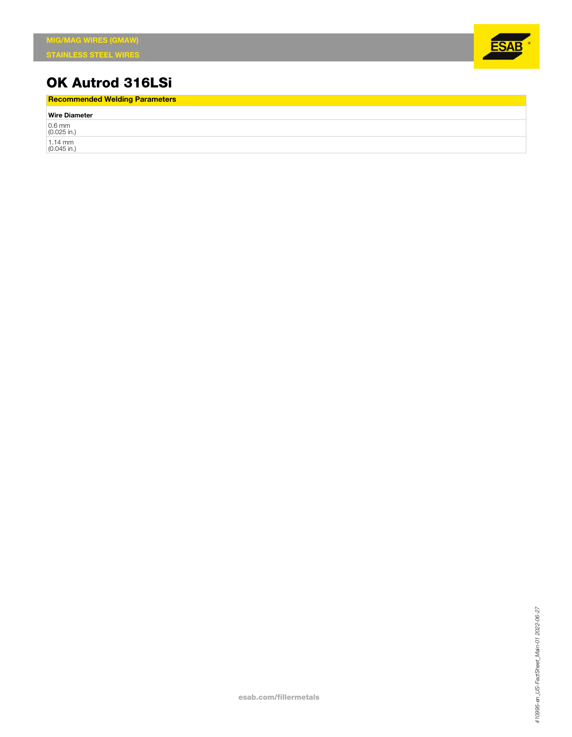# OK Autrod 316LSi

| Recommended Welding Parameters |
| --- |
| **Wire Diameter** |
| 0.6 mm (0.025 in.) |
| 1.14 mm (0.045 in.) |